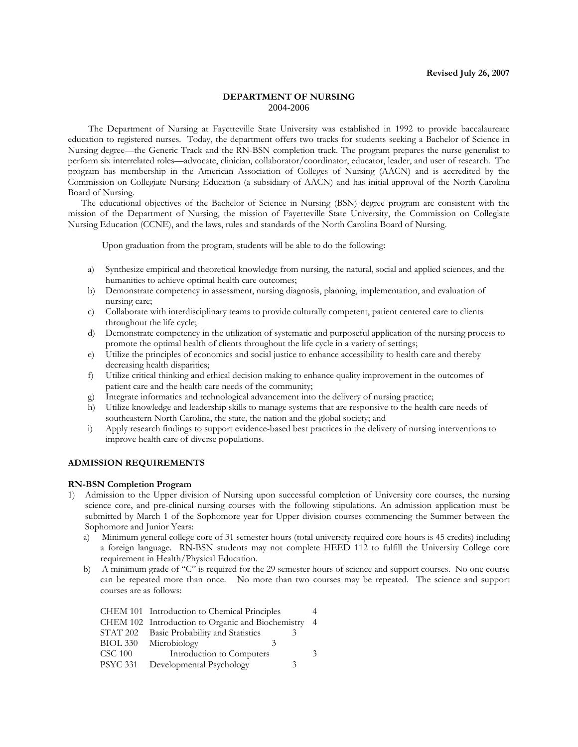**Revised July 26, 2007**

# DEPARTMENT OF NURSING
2004-2006

The Department of Nursing at Fayetteville State University was established in 1992 to provide baccalaureate education to registered nurses. Today, the department offers two tracks for students seeking a Bachelor of Science in Nursing degree—the Generic Track and the RN-BSN completion track. The program prepares the nurse generalist to perform six interrelated roles—advocate, clinician, collaborator/coordinator, educator, leader, and user of research. The program has membership in the American Association of Colleges of Nursing (AACN) and is accredited by the Commission on Collegiate Nursing Education (a subsidiary of AACN) and has initial approval of the North Carolina Board of Nursing.

The educational objectives of the Bachelor of Science in Nursing (BSN) degree program are consistent with the mission of the Department of Nursing, the mission of Fayetteville State University, the Commission on Collegiate Nursing Education (CCNE), and the laws, rules and standards of the North Carolina Board of Nursing.

Upon graduation from the program, students will be able to do the following:

a) Synthesize empirical and theoretical knowledge from nursing, the natural, social and applied sciences, and the humanities to achieve optimal health care outcomes;
b) Demonstrate competency in assessment, nursing diagnosis, planning, implementation, and evaluation of nursing care;
c) Collaborate with interdisciplinary teams to provide culturally competent, patient centered care to clients throughout the life cycle;
d) Demonstrate competency in the utilization of systematic and purposeful application of the nursing process to promote the optimal health of clients throughout the life cycle in a variety of settings;
e) Utilize the principles of economics and social justice to enhance accessibility to health care and thereby decreasing health disparities;
f) Utilize critical thinking and ethical decision making to enhance quality improvement in the outcomes of patient care and the health care needs of the community;
g) Integrate informatics and technological advancement into the delivery of nursing practice;
h) Utilize knowledge and leadership skills to manage systems that are responsive to the health care needs of southeastern North Carolina, the state, the nation and the global society; and
i) Apply research findings to support evidence-based best practices in the delivery of nursing interventions to improve health care of diverse populations.

## ADMISSION REQUIREMENTS

### RN-BSN Completion Program

1) Admission to the Upper division of Nursing upon successful completion of University core courses, the nursing science core, and pre-clinical nursing courses with the following stipulations. An admission application must be submitted by March 1 of the Sophomore year for Upper division courses commencing the Summer between the Sophomore and Junior Years:
   a) Minimum general college core of 31 semester hours (total university required core hours is 45 credits) including a foreign language. RN-BSN students may not complete HEED 112 to fulfill the University College core requirement in Health/Physical Education.
   b) A minimum grade of "C" is required for the 29 semester hours of science and support courses. No one course can be repeated more than once. No more than two courses may be repeated. The science and support courses are as follows:

| | | |
|---|---|---|
| CHEM 101 | Introduction to Chemical Principles | 4 |
| CHEM 102 | Introduction to Organic and Biochemistry | 4 |
| STAT 202 | Basic Probability and Statistics | 3 |
| BIOL 330 | Microbiology | 3 |
| CSC 100 | Introduction to Computers | 3 |
| PSYC 331 | Developmental Psychology | 3 |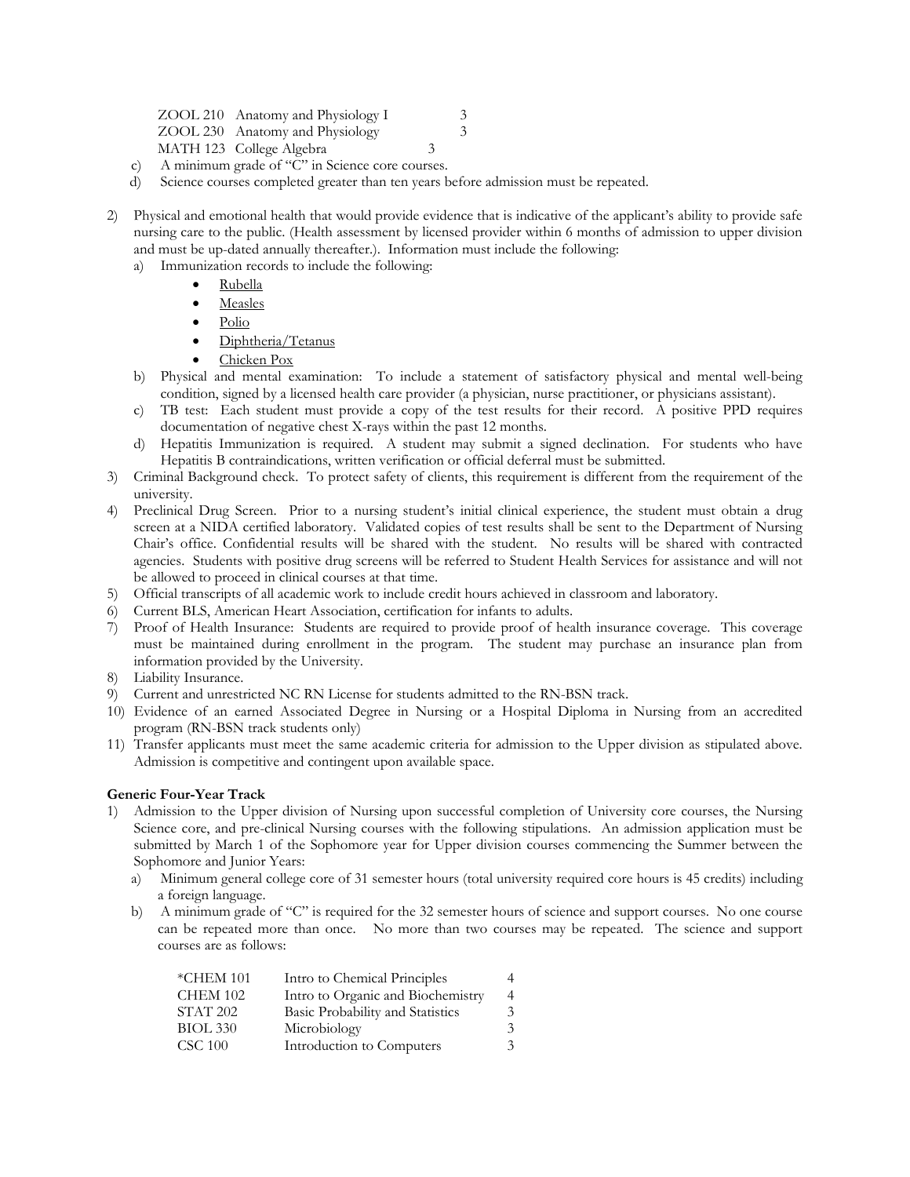| | | |
|---|---|---|
| ZOOL 210 | Anatomy and Physiology I | 3 |
| ZOOL 230 | Anatomy and Physiology | 3 |
| MATH 123 | College Algebra | 3 |

c) A minimum grade of "C" in Science core courses.

d) Science courses completed greater than ten years before admission must be repeated.

2) Physical and emotional health that would provide evidence that is indicative of the applicant's ability to provide safe nursing care to the public. (Health assessment by licensed provider within 6 months of admission to upper division and must be up-dated annually thereafter.). Information must include the following:
   a) Immunization records to include the following:
      - Rubella
      - Measles
      - Polio
      - Diphtheria/Tetanus
      - Chicken Pox
   b) Physical and mental examination: To include a statement of satisfactory physical and mental well-being condition, signed by a licensed health care provider (a physician, nurse practitioner, or physicians assistant).
   c) TB test: Each student must provide a copy of the test results for their record. A positive PPD requires documentation of negative chest X-rays within the past 12 months.
   d) Hepatitis Immunization is required. A student may submit a signed declination. For students who have Hepatitis B contraindications, written verification or official deferral must be submitted.
3) Criminal Background check. To protect safety of clients, this requirement is different from the requirement of the university.
4) Preclinical Drug Screen. Prior to a nursing student's initial clinical experience, the student must obtain a drug screen at a NIDA certified laboratory. Validated copies of test results shall be sent to the Department of Nursing Chair's office. Confidential results will be shared with the student. No results will be shared with contracted agencies. Students with positive drug screens will be referred to Student Health Services for assistance and will not be allowed to proceed in clinical courses at that time.
5) Official transcripts of all academic work to include credit hours achieved in classroom and laboratory.
6) Current BLS, American Heart Association, certification for infants to adults.
7) Proof of Health Insurance: Students are required to provide proof of health insurance coverage. This coverage must be maintained during enrollment in the program. The student may purchase an insurance plan from information provided by the University.
8) Liability Insurance.
9) Current and unrestricted NC RN License for students admitted to the RN-BSN track.
10) Evidence of an earned Associated Degree in Nursing or a Hospital Diploma in Nursing from an accredited program (RN-BSN track students only)
11) Transfer applicants must meet the same academic criteria for admission to the Upper division as stipulated above. Admission is competitive and contingent upon available space.

**Generic Four-Year Track**

1) Admission to the Upper division of Nursing upon successful completion of University core courses, the Nursing Science core, and pre-clinical Nursing courses with the following stipulations. An admission application must be submitted by March 1 of the Sophomore year for Upper division courses commencing the Summer between the Sophomore and Junior Years:
   a) Minimum general college core of 31 semester hours (total university required core hours is 45 credits) including a foreign language.
   b) A minimum grade of "C" is required for the 32 semester hours of science and support courses. No one course can be repeated more than once. No more than two courses may be repeated. The science and support courses are as follows:

| | | |
|---|---|---|
| *CHEM 101 | Intro to Chemical Principles | 4 |
| CHEM 102 | Intro to Organic and Biochemistry | 4 |
| STAT 202 | Basic Probability and Statistics | 3 |
| BIOL 330 | Microbiology | 3 |
| CSC 100 | Introduction to Computers | 3 |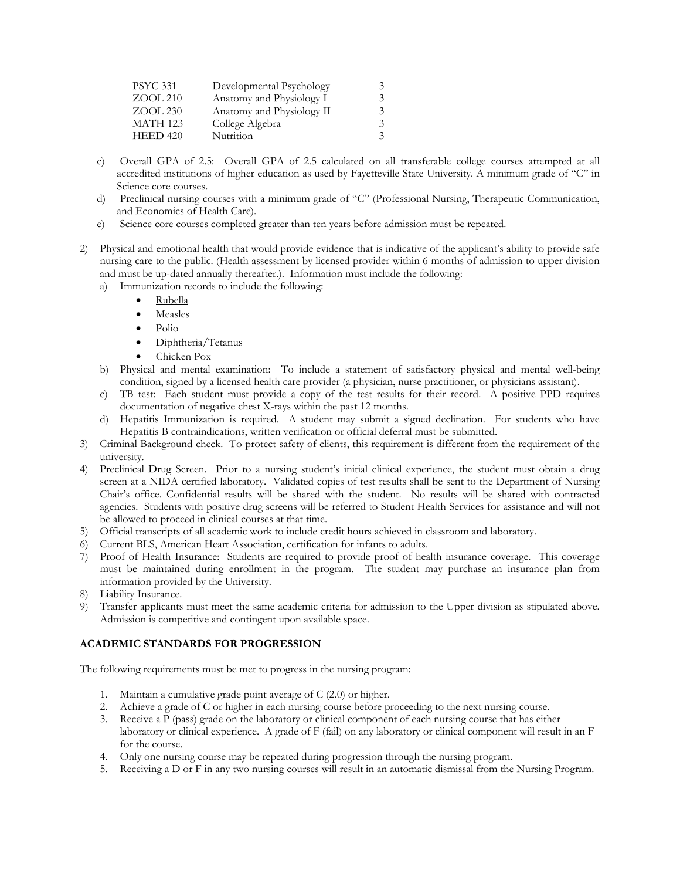| PSYC 331 | Developmental Psychology | 3 |
|---|---|---|
| ZOOL 210 | Anatomy and Physiology I | 3 |
| ZOOL 230 | Anatomy and Physiology II | 3 |
| MATH 123 | College Algebra | 3 |
| HEED 420 | Nutrition | 3 |

c) Overall GPA of 2.5: Overall GPA of 2.5 calculated on all transferable college courses attempted at all accredited institutions of higher education as used by Fayetteville State University. A minimum grade of "C" in Science core courses.

d) Preclinical nursing courses with a minimum grade of "C" (Professional Nursing, Therapeutic Communication, and Economics of Health Care).

e) Science core courses completed greater than ten years before admission must be repeated.

2) Physical and emotional health that would provide evidence that is indicative of the applicant's ability to provide safe nursing care to the public. (Health assessment by licensed provider within 6 months of admission to upper division and must be up-dated annually thereafter.). Information must include the following:
   a) Immunization records to include the following:
      - <u>Rubella</u>
      - <u>Measles</u>
      - <u>Polio</u>
      - <u>Diphtheria/Tetanus</u>
      - <u>Chicken Pox</u>
   b) Physical and mental examination: To include a statement of satisfactory physical and mental well-being condition, signed by a licensed health care provider (a physician, nurse practitioner, or physicians assistant).
   c) TB test: Each student must provide a copy of the test results for their record. A positive PPD requires documentation of negative chest X-rays within the past 12 months.
   d) Hepatitis Immunization is required. A student may submit a signed declination. For students who have Hepatitis B contraindications, written verification or official deferral must be submitted.
3) Criminal Background check. To protect safety of clients, this requirement is different from the requirement of the university.
4) Preclinical Drug Screen. Prior to a nursing student's initial clinical experience, the student must obtain a drug screen at a NIDA certified laboratory. Validated copies of test results shall be sent to the Department of Nursing Chair's office. Confidential results will be shared with the student. No results will be shared with contracted agencies. Students with positive drug screens will be referred to Student Health Services for assistance and will not be allowed to proceed in clinical courses at that time.
5) Official transcripts of all academic work to include credit hours achieved in classroom and laboratory.
6) Current BLS, American Heart Association, certification for infants to adults.
7) Proof of Health Insurance: Students are required to provide proof of health insurance coverage. This coverage must be maintained during enrollment in the program. The student may purchase an insurance plan from information provided by the University.
8) Liability Insurance.
9) Transfer applicants must meet the same academic criteria for admission to the Upper division as stipulated above. Admission is competitive and contingent upon available space.

**ACADEMIC STANDARDS FOR PROGRESSION**

The following requirements must be met to progress in the nursing program:

1. Maintain a cumulative grade point average of C (2.0) or higher.
2. Achieve a grade of C or higher in each nursing course before proceeding to the next nursing course.
3. Receive a P (pass) grade on the laboratory or clinical component of each nursing course that has either laboratory or clinical experience. A grade of F (fail) on any laboratory or clinical component will result in an F for the course.
4. Only one nursing course may be repeated during progression through the nursing program.
5. Receiving a D or F in any two nursing courses will result in an automatic dismissal from the Nursing Program.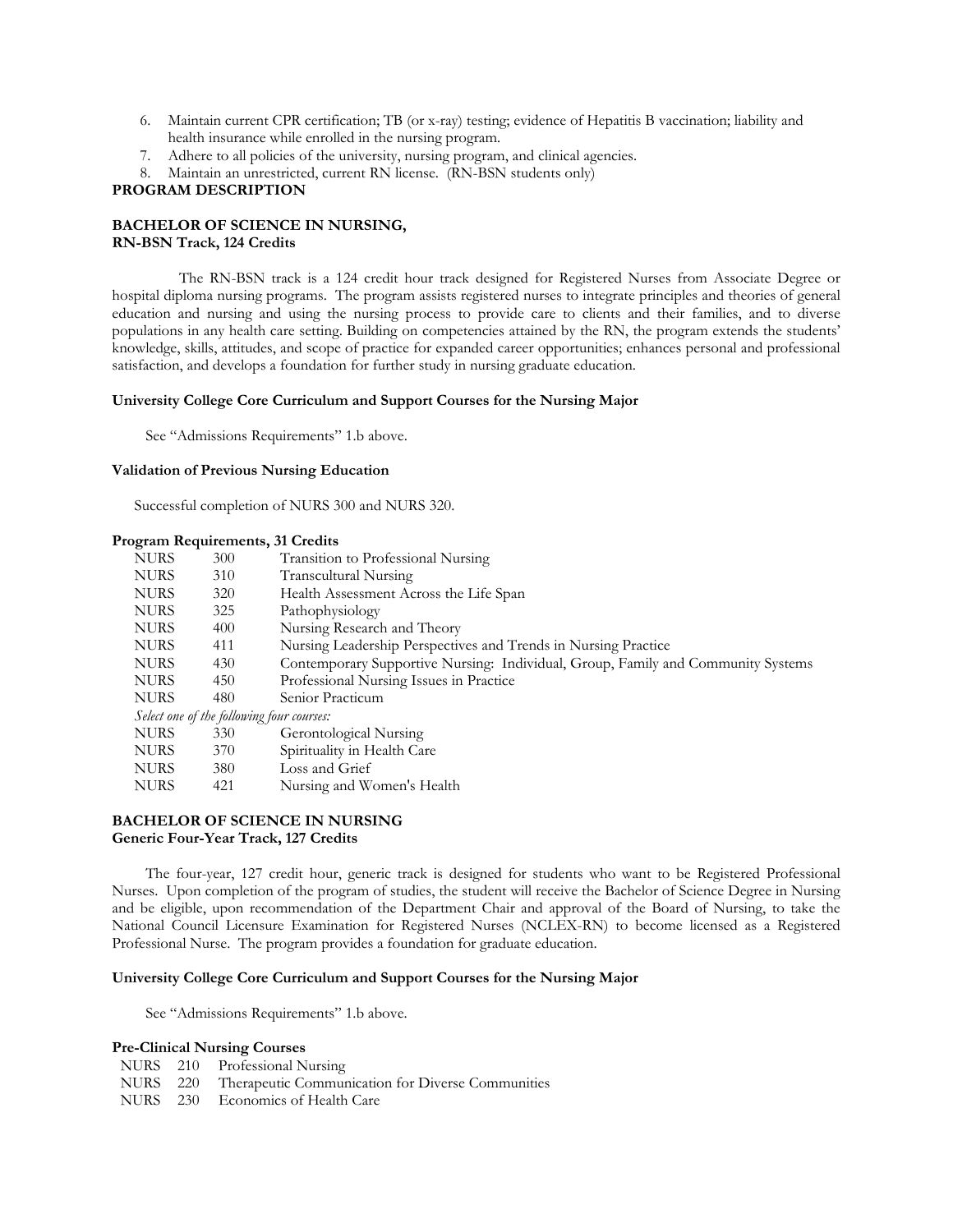6. Maintain current CPR certification; TB (or x-ray) testing; evidence of Hepatitis B vaccination; liability and health insurance while enrolled in the nursing program.
7. Adhere to all policies of the university, nursing program, and clinical agencies.
8. Maintain an unrestricted, current RN license. (RN-BSN students only)

## PROGRAM DESCRIPTION

### BACHELOR OF SCIENCE IN NURSING,
### RN-BSN Track, 124 Credits

The RN-BSN track is a 124 credit hour track designed for Registered Nurses from Associate Degree or hospital diploma nursing programs. The program assists registered nurses to integrate principles and theories of general education and nursing and using the nursing process to provide care to clients and their families, and to diverse populations in any health care setting. Building on competencies attained by the RN, the program extends the students' knowledge, skills, attitudes, and scope of practice for expanded career opportunities; enhances personal and professional satisfaction, and develops a foundation for further study in nursing graduate education.

**University College Core Curriculum and Support Courses for the Nursing Major**

See "Admissions Requirements" 1.b above.

**Validation of Previous Nursing Education**

Successful completion of NURS 300 and NURS 320.

**Program Requirements, 31 Credits**

| | | |
|---|---|---|
| NURS | 300 | Transition to Professional Nursing |
| NURS | 310 | Transcultural Nursing |
| NURS | 320 | Health Assessment Across the Life Span |
| NURS | 325 | Pathophysiology |
| NURS | 400 | Nursing Research and Theory |
| NURS | 411 | Nursing Leadership Perspectives and Trends in Nursing Practice |
| NURS | 430 | Contemporary Supportive Nursing: Individual, Group, Family and Community Systems |
| NURS | 450 | Professional Nursing Issues in Practice |
| NURS | 480 | Senior Practicum |
| *Select one of the following four courses:* | | |
| NURS | 330 | Gerontological Nursing |
| NURS | 370 | Spirituality in Health Care |
| NURS | 380 | Loss and Grief |
| NURS | 421 | Nursing and Women's Health |

### BACHELOR OF SCIENCE IN NURSING
### Generic Four-Year Track, 127 Credits

The four-year, 127 credit hour, generic track is designed for students who want to be Registered Professional Nurses. Upon completion of the program of studies, the student will receive the Bachelor of Science Degree in Nursing and be eligible, upon recommendation of the Department Chair and approval of the Board of Nursing, to take the National Council Licensure Examination for Registered Nurses (NCLEX-RN) to become licensed as a Registered Professional Nurse. The program provides a foundation for graduate education.

**University College Core Curriculum and Support Courses for the Nursing Major**

See "Admissions Requirements" 1.b above.

**Pre-Clinical Nursing Courses**

| | | |
|---|---|---|
| NURS | 210 | Professional Nursing |
| NURS | 220 | Therapeutic Communication for Diverse Communities |
| NURS | 230 | Economics of Health Care |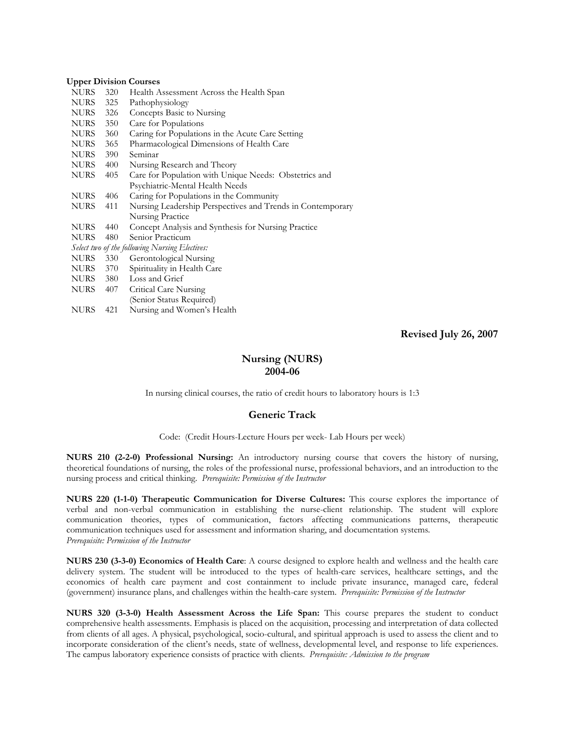**Upper Division Courses**

| | | |
|---|---|---|
| NURS | 320 | Health Assessment Across the Health Span |
| NURS | 325 | Pathophysiology |
| NURS | 326 | Concepts Basic to Nursing |
| NURS | 350 | Care for Populations |
| NURS | 360 | Caring for Populations in the Acute Care Setting |
| NURS | 365 | Pharmacological Dimensions of Health Care |
| NURS | 390 | Seminar |
| NURS | 400 | Nursing Research and Theory |
| NURS | 405 | Care for Population with Unique Needs: Obstetrics and Psychiatric-Mental Health Needs |
| NURS | 406 | Caring for Populations in the Community |
| NURS | 411 | Nursing Leadership Perspectives and Trends in Contemporary Nursing Practice |
| NURS | 440 | Concept Analysis and Synthesis for Nursing Practice |
| NURS | 480 | Senior Practicum |

*Select two of the following Nursing Electives:*

| | | |
|---|---|---|
| NURS | 330 | Gerontological Nursing |
| NURS | 370 | Spirituality in Health Care |
| NURS | 380 | Loss and Grief |
| NURS | 407 | Critical Care Nursing (Senior Status Required) |
| NURS | 421 | Nursing and Women's Health |

**Revised July 26, 2007**

## Nursing (NURS) 2004-06

In nursing clinical courses, the ratio of credit hours to laboratory hours is 1:3

### Generic Track

Code: (Credit Hours-Lecture Hours per week- Lab Hours per week)

**NURS 210 (2-2-0) Professional Nursing:** An introductory nursing course that covers the history of nursing, theoretical foundations of nursing, the roles of the professional nurse, professional behaviors, and an introduction to the nursing process and critical thinking. *Prerequisite: Permission of the Instructor*

**NURS 220 (1-1-0) Therapeutic Communication for Diverse Cultures:** This course explores the importance of verbal and non-verbal communication in establishing the nurse-client relationship. The student will explore communication theories, types of communication, factors affecting communications patterns, therapeutic communication techniques used for assessment and information sharing, and documentation systems. *Prerequisite: Permission of the Instructor*

**NURS 230 (3-3-0) Economics of Health Care**: A course designed to explore health and wellness and the health care delivery system. The student will be introduced to the types of health-care services, healthcare settings, and the economics of health care payment and cost containment to include private insurance, managed care, federal (government) insurance plans, and challenges within the health-care system. *Prerequisite: Permission of the Instructor*

**NURS 320 (3-3-0) Health Assessment Across the Life Span:** This course prepares the student to conduct comprehensive health assessments. Emphasis is placed on the acquisition, processing and interpretation of data collected from clients of all ages. A physical, psychological, socio-cultural, and spiritual approach is used to assess the client and to incorporate consideration of the client's needs, state of wellness, developmental level, and response to life experiences. The campus laboratory experience consists of practice with clients. *Prerequisite: Admission to the program*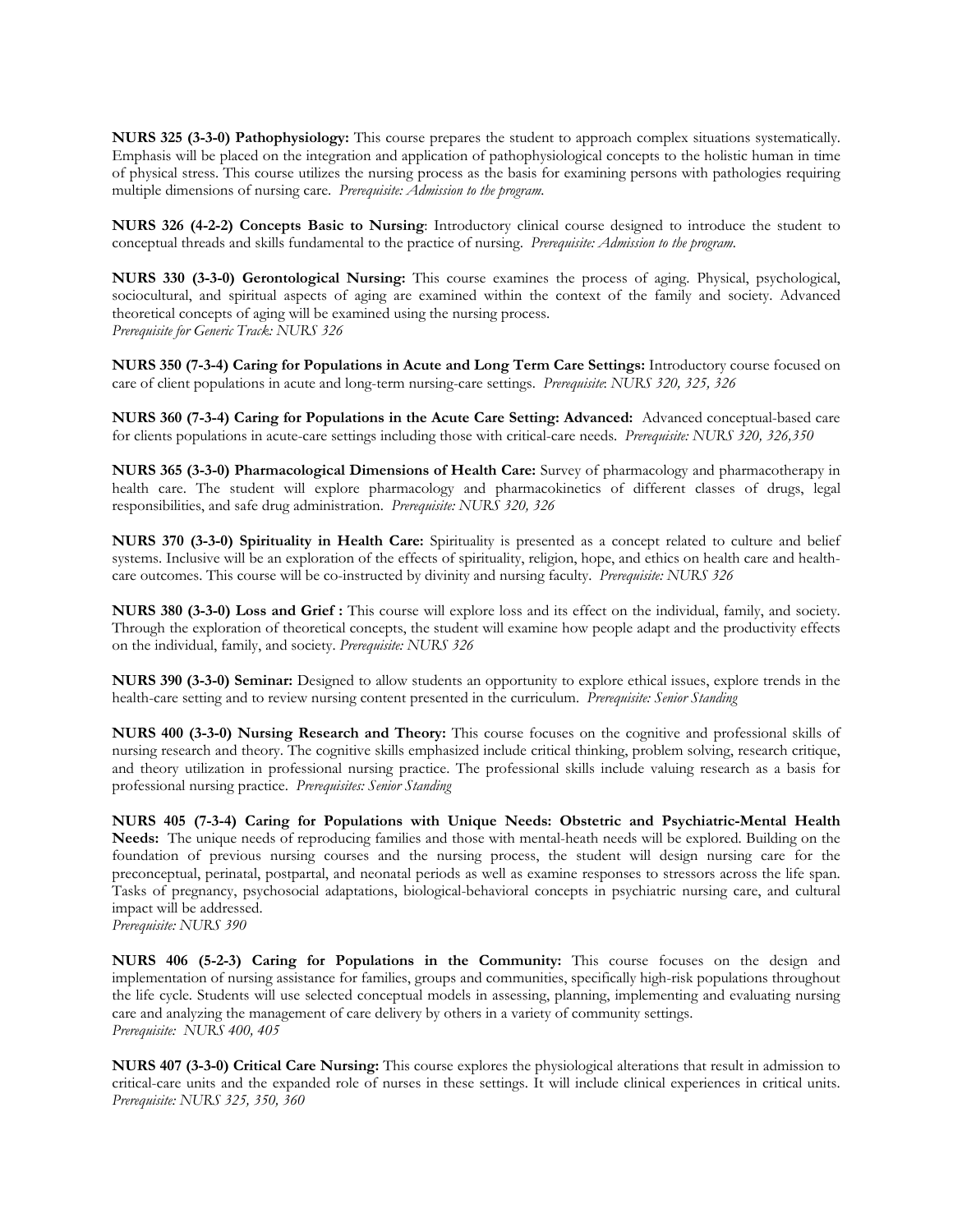**NURS 325 (3-3-0) Pathophysiology:** This course prepares the student to approach complex situations systematically. Emphasis will be placed on the integration and application of pathophysiological concepts to the holistic human in time of physical stress. This course utilizes the nursing process as the basis for examining persons with pathologies requiring multiple dimensions of nursing care. *Prerequisite: Admission to the program.*

**NURS 326 (4-2-2) Concepts Basic to Nursing**: Introductory clinical course designed to introduce the student to conceptual threads and skills fundamental to the practice of nursing. *Prerequisite: Admission to the program.*

**NURS 330 (3-3-0) Gerontological Nursing:** This course examines the process of aging. Physical, psychological, sociocultural, and spiritual aspects of aging are examined within the context of the family and society. Advanced theoretical concepts of aging will be examined using the nursing process.
*Prerequisite for Generic Track: NURS 326*

**NURS 350 (7-3-4) Caring for Populations in Acute and Long Term Care Settings:** Introductory course focused on care of client populations in acute and long-term nursing-care settings. *Prerequisite: NURS 320, 325, 326*

**NURS 360 (7-3-4) Caring for Populations in the Acute Care Setting: Advanced:** Advanced conceptual-based care for clients populations in acute-care settings including those with critical-care needs. *Prerequisite: NURS 320, 326,350*

**NURS 365 (3-3-0) Pharmacological Dimensions of Health Care:** Survey of pharmacology and pharmacotherapy in health care. The student will explore pharmacology and pharmacokinetics of different classes of drugs, legal responsibilities, and safe drug administration. *Prerequisite: NURS 320, 326*

**NURS 370 (3-3-0) Spirituality in Health Care:** Spirituality is presented as a concept related to culture and belief systems. Inclusive will be an exploration of the effects of spirituality, religion, hope, and ethics on health care and health-care outcomes. This course will be co-instructed by divinity and nursing faculty. *Prerequisite: NURS 326*

**NURS 380 (3-3-0) Loss and Grief :** This course will explore loss and its effect on the individual, family, and society. Through the exploration of theoretical concepts, the student will examine how people adapt and the productivity effects on the individual, family, and society. *Prerequisite: NURS 326*

**NURS 390 (3-3-0) Seminar:** Designed to allow students an opportunity to explore ethical issues, explore trends in the health-care setting and to review nursing content presented in the curriculum. *Prerequisite: Senior Standing*

**NURS 400 (3-3-0) Nursing Research and Theory:** This course focuses on the cognitive and professional skills of nursing research and theory. The cognitive skills emphasized include critical thinking, problem solving, research critique, and theory utilization in professional nursing practice. The professional skills include valuing research as a basis for professional nursing practice. *Prerequisites: Senior Standing*

**NURS 405 (7-3-4) Caring for Populations with Unique Needs: Obstetric and Psychiatric-Mental Health Needs:** The unique needs of reproducing families and those with mental-heath needs will be explored. Building on the foundation of previous nursing courses and the nursing process, the student will design nursing care for the preconceptual, perinatal, postpartal, and neonatal periods as well as examine responses to stressors across the life span. Tasks of pregnancy, psychosocial adaptations, biological-behavioral concepts in psychiatric nursing care, and cultural impact will be addressed.
*Prerequisite: NURS 390*

**NURS 406 (5-2-3) Caring for Populations in the Community:** This course focuses on the design and implementation of nursing assistance for families, groups and communities, specifically high-risk populations throughout the life cycle. Students will use selected conceptual models in assessing, planning, implementing and evaluating nursing care and analyzing the management of care delivery by others in a variety of community settings.
*Prerequisite: NURS 400, 405*

**NURS 407 (3-3-0) Critical Care Nursing:** This course explores the physiological alterations that result in admission to critical-care units and the expanded role of nurses in these settings. It will include clinical experiences in critical units. *Prerequisite: NURS 325, 350, 360*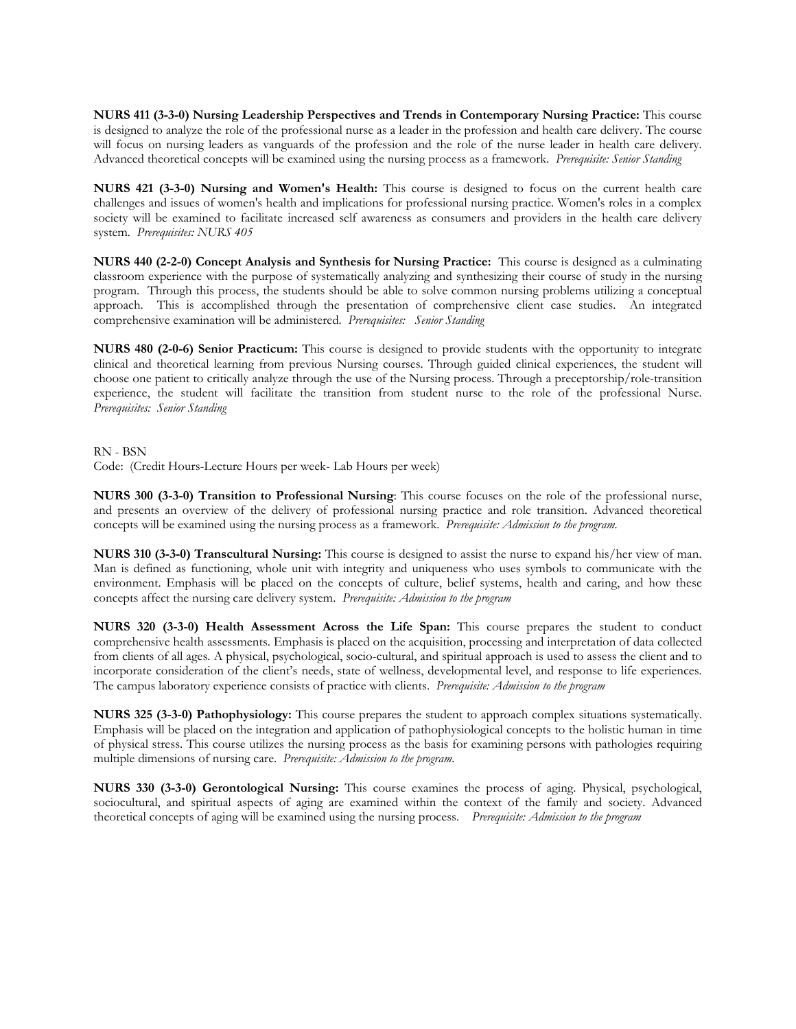**NURS 411 (3-3-0) Nursing Leadership Perspectives and Trends in Contemporary Nursing Practice:** This course is designed to analyze the role of the professional nurse as a leader in the profession and health care delivery. The course will focus on nursing leaders as vanguards of the profession and the role of the nurse leader in health care delivery. Advanced theoretical concepts will be examined using the nursing process as a framework. *Prerequisite: Senior Standing*

**NURS 421 (3-3-0) Nursing and Women's Health:** This course is designed to focus on the current health care challenges and issues of women's health and implications for professional nursing practice. Women's roles in a complex society will be examined to facilitate increased self awareness as consumers and providers in the health care delivery system. *Prerequisites: NURS 405*

**NURS 440 (2-2-0) Concept Analysis and Synthesis for Nursing Practice:** This course is designed as a culminating classroom experience with the purpose of systematically analyzing and synthesizing their course of study in the nursing program. Through this process, the students should be able to solve common nursing problems utilizing a conceptual approach. This is accomplished through the presentation of comprehensive client case studies. An integrated comprehensive examination will be administered. *Prerequisites: Senior Standing*

**NURS 480 (2-0-6) Senior Practicum:** This course is designed to provide students with the opportunity to integrate clinical and theoretical learning from previous Nursing courses. Through guided clinical experiences, the student will choose one patient to critically analyze through the use of the Nursing process. Through a preceptorship/role-transition experience, the student will facilitate the transition from student nurse to the role of the professional Nurse. *Prerequisites: Senior Standing*

RN - BSN
Code: (Credit Hours-Lecture Hours per week- Lab Hours per week)

**NURS 300 (3-3-0) Transition to Professional Nursing**: This course focuses on the role of the professional nurse, and presents an overview of the delivery of professional nursing practice and role transition. Advanced theoretical concepts will be examined using the nursing process as a framework. *Prerequisite: Admission to the program.*

**NURS 310 (3-3-0) Transcultural Nursing:** This course is designed to assist the nurse to expand his/her view of man. Man is defined as functioning, whole unit with integrity and uniqueness who uses symbols to communicate with the environment. Emphasis will be placed on the concepts of culture, belief systems, health and caring, and how these concepts affect the nursing care delivery system. *Prerequisite: Admission to the program*

**NURS 320 (3-3-0) Health Assessment Across the Life Span:** This course prepares the student to conduct comprehensive health assessments. Emphasis is placed on the acquisition, processing and interpretation of data collected from clients of all ages. A physical, psychological, socio-cultural, and spiritual approach is used to assess the client and to incorporate consideration of the client's needs, state of wellness, developmental level, and response to life experiences. The campus laboratory experience consists of practice with clients. *Prerequisite: Admission to the program*

**NURS 325 (3-3-0) Pathophysiology:** This course prepares the student to approach complex situations systematically. Emphasis will be placed on the integration and application of pathophysiological concepts to the holistic human in time of physical stress. This course utilizes the nursing process as the basis for examining persons with pathologies requiring multiple dimensions of nursing care. *Prerequisite: Admission to the program.*

**NURS 330 (3-3-0) Gerontological Nursing:** This course examines the process of aging. Physical, psychological, sociocultural, and spiritual aspects of aging are examined within the context of the family and society. Advanced theoretical concepts of aging will be examined using the nursing process. *Prerequisite: Admission to the program*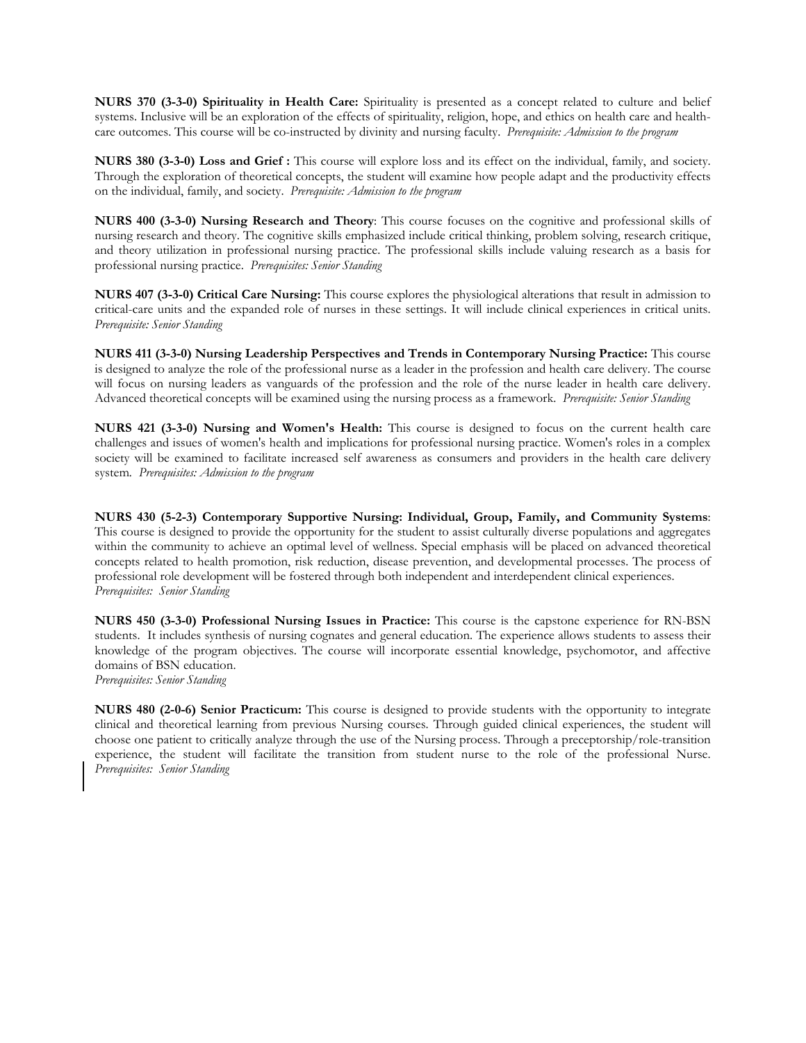**NURS 370 (3-3-0) Spirituality in Health Care:** Spirituality is presented as a concept related to culture and belief systems. Inclusive will be an exploration of the effects of spirituality, religion, hope, and ethics on health care and health-care outcomes. This course will be co-instructed by divinity and nursing faculty. *Prerequisite: Admission to the program*

**NURS 380 (3-3-0) Loss and Grief :** This course will explore loss and its effect on the individual, family, and society. Through the exploration of theoretical concepts, the student will examine how people adapt and the productivity effects on the individual, family, and society. *Prerequisite: Admission to the program*

**NURS 400 (3-3-0) Nursing Research and Theory**: This course focuses on the cognitive and professional skills of nursing research and theory. The cognitive skills emphasized include critical thinking, problem solving, research critique, and theory utilization in professional nursing practice. The professional skills include valuing research as a basis for professional nursing practice. *Prerequisites: Senior Standing*

**NURS 407 (3-3-0) Critical Care Nursing:** This course explores the physiological alterations that result in admission to critical-care units and the expanded role of nurses in these settings. It will include clinical experiences in critical units. *Prerequisite: Senior Standing*

**NURS 411 (3-3-0) Nursing Leadership Perspectives and Trends in Contemporary Nursing Practice:** This course is designed to analyze the role of the professional nurse as a leader in the profession and health care delivery. The course will focus on nursing leaders as vanguards of the profession and the role of the nurse leader in health care delivery. Advanced theoretical concepts will be examined using the nursing process as a framework. *Prerequisite: Senior Standing*

**NURS 421 (3-3-0) Nursing and Women's Health:** This course is designed to focus on the current health care challenges and issues of women's health and implications for professional nursing practice. Women's roles in a complex society will be examined to facilitate increased self awareness as consumers and providers in the health care delivery system. *Prerequisites: Admission to the program*

**NURS 430 (5-2-3) Contemporary Supportive Nursing: Individual, Group, Family, and Community Systems**: This course is designed to provide the opportunity for the student to assist culturally diverse populations and aggregates within the community to achieve an optimal level of wellness. Special emphasis will be placed on advanced theoretical concepts related to health promotion, risk reduction, disease prevention, and developmental processes. The process of professional role development will be fostered through both independent and interdependent clinical experiences. *Prerequisites: Senior Standing*

**NURS 450 (3-3-0) Professional Nursing Issues in Practice:** This course is the capstone experience for RN-BSN students. It includes synthesis of nursing cognates and general education. The experience allows students to assess their knowledge of the program objectives. The course will incorporate essential knowledge, psychomotor, and affective domains of BSN education.
*Prerequisites: Senior Standing*

**NURS 480 (2-0-6) Senior Practicum:** This course is designed to provide students with the opportunity to integrate clinical and theoretical learning from previous Nursing courses. Through guided clinical experiences, the student will choose one patient to critically analyze through the use of the Nursing process. Through a preceptorship/role-transition experience, the student will facilitate the transition from student nurse to the role of the professional Nurse. *Prerequisites: Senior Standing*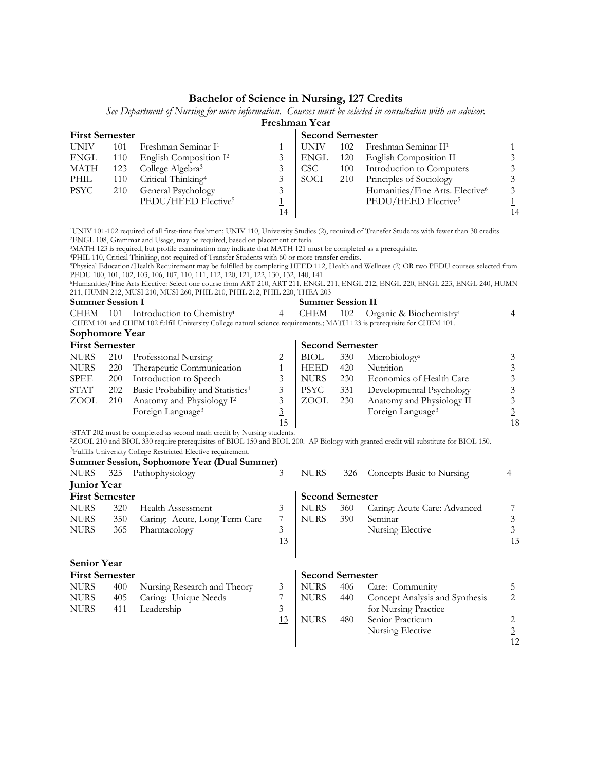# Bachelor of Science in Nursing, 127 Credits

*See Department of Nursing for more information. Courses must be selected in consultation with an advisor.*

## Freshman Year

| First Semester | | | | Second Semester | | | |
|---|---|---|---|---|---|---|---|
| UNIV | 101 | Freshman Seminar I[1] | 1 | UNIV | 102 | Freshman Seminar II[1] | 1 |
| ENGL | 110 | English Composition I[2] | 3 | ENGL | 120 | English Composition II | 3 |
| MATH | 123 | College Algebra[3] | 3 | CSC | 100 | Introduction to Computers | 3 |
| PHIL | 110 | Critical Thinking[4] | 3 | SOCI | 210 | Principles of Sociology | 3 |
| PSYC | 210 | General Psychology | 3 | | | Humanities/Fine Arts. Elective[6] | 3 |
| | | PEDU/HEED Elective[5] | 1 | | | PEDU/HEED Elective[5] | 1 |
| | | | 14 | | | | 14 |

[1]UNIV 101-102 required of all first-time freshmen; UNIV 110, University Studies (2), required of Transfer Students with fewer than 30 credits
[2]ENGL 108, Grammar and Usage, may be required, based on placement criteria.
[3]MATH 123 is required, but profile examination may indicate that MATH 121 must be completed as a prerequisite.
[4]PHIL 110, Critical Thinking, not required of Transfer Students with 60 or more transfer credits.
[5]Physical Education/Health Requirement may be fulfilled by completing HEED 112, Health and Wellness (2) OR two PEDU courses selected from PEDU 100, 101, 102, 103, 106, 107, 110, 111, 112, 120, 121, 122, 130, 132, 140, 141
[6]Humanities/Fine Arts Elective: Select one course from ART 210, ART 211, ENGL 211, ENGL 212, ENGL 220, ENGL 223, ENGL 240, HUMN 211, HUMN 212, MUSI 210, MUSI 260, PHIL 210, PHIL 212, PHIL 220, THEA 203

| Summer Session I | | | | Summer Session II | | | |
|---|---|---|---|---|---|---|---|
| CHEM | 101 | Introduction to Chemistry[1] | 4 | CHEM | 102 | Organic & Biochemistry[1] | 4 |

[1]CHEM 101 and CHEM 102 fulfill University College natural science requirements.; MATH 123 is prerequisite for CHEM 101.

## Sophomore Year

| First Semester | | | | Second Semester | | | |
|---|---|---|---|---|---|---|---|
| NURS | 210 | Professional Nursing | 2 | BIOL | 330 | Microbiology[2] | 3 |
| NURS | 220 | Therapeutic Communication | 1 | HEED | 420 | Nutrition | 3 |
| SPEE | 200 | Introduction to Speech | 3 | NURS | 230 | Economics of Health Care | 3 |
| STAT | 202 | Basic Probability and Statistics[1] | 3 | PSYC | 331 | Developmental Psychology | 3 |
| ZOOL | 210 | Anatomy and Physiology I[2] | 3 | ZOOL | 230 | Anatomy and Physiology II | 3 |
| | | Foreign Language[3] | 3 | | | Foreign Language[3] | 3 |
| | | | 15 | | | | 18 |

[1]STAT 202 must be completed as second math credit by Nursing students.
[2]ZOOL 210 and BIOL 330 require prerequisites of BIOL 150 and BIOL 200. AP Biology with granted credit will substitute for BIOL 150.
[3]Fulfills University College Restricted Elective requirement.

**Summer Session, Sophomore Year (Dual Summer)**

| | | | | | | | |
|---|---|---|---|---|---|---|---|
| NURS | 325 | Pathophysiology | 3 | NURS | 326 | Concepts Basic to Nursing | 4 |

## Junior Year

| First Semester | | | | Second Semester | | | |
|---|---|---|---|---|---|---|---|
| NURS | 320 | Health Assessment | 3 | NURS | 360 | Caring: Acute Care: Advanced | 7 |
| NURS | 350 | Caring: Acute, Long Term Care | 7 | NURS | 390 | Seminar | 3 |
| NURS | 365 | Pharmacology | 3 | | | Nursing Elective | 3 |
| | | | 13 | | | | 13 |

## Senior Year

| First Semester | | | | Second Semester | | | |
|---|---|---|---|---|---|---|---|
| NURS | 400 | Nursing Research and Theory | 3 | NURS | 406 | Care: Community | 5 |
| NURS | 405 | Caring: Unique Needs | 7 | NURS | 440 | Concept Analysis and Synthesis for Nursing Practice | 2 |
| NURS | 411 | Leadership | 3 | NURS | 480 | Senior Practicum | 2 |
| | | | 13 | | | Nursing Elective | 3 |
| | | | | | | | 12 |